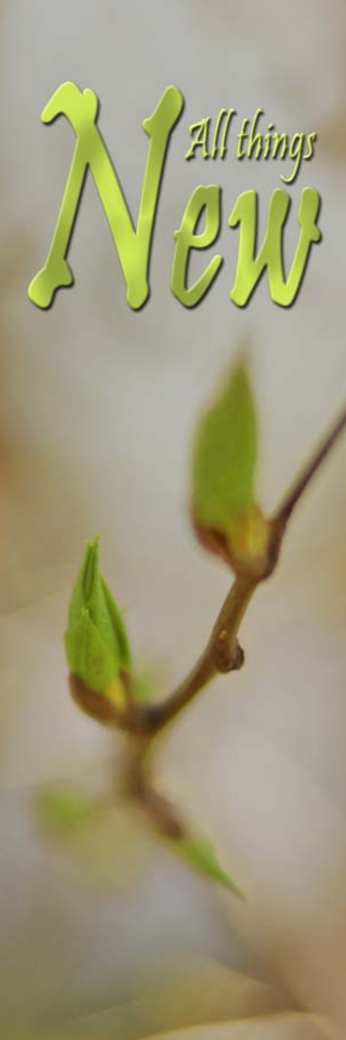# New

All things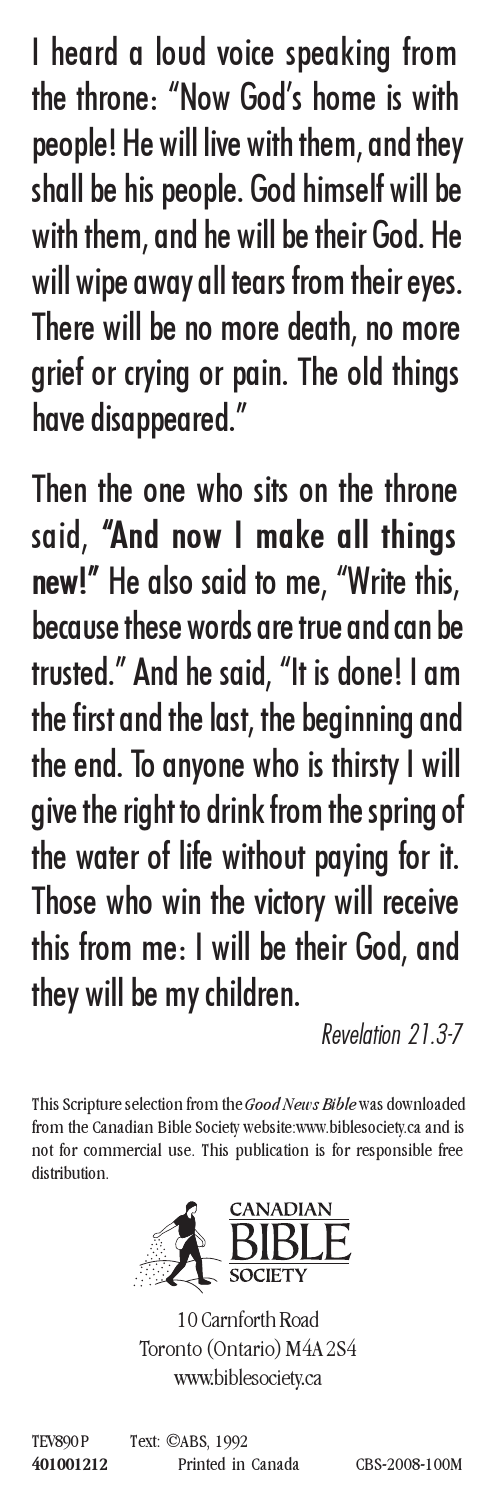I heard a loud voice speaking from the throne: "Now God's home is with people! He will live with them, and they shall be his people. God himself will be with them, and he will be their God. He will wipe away all tears from their eyes. There will be no more death, no more grief or crying or pain. The old things have disappeared."

Then the one who sits on the throne said, **"And now I make all things new!"** He also said to me, "Write this, because these words are true and can be trusted." And he said, "It is done! I am the first and the last, the beginning and the end. To anyone who is thirsty I will give the right to drink from the spring of the water of life without paying for it. Those who win the victory will receive this from me: I will be their God, and they will be my children.

*Revelation 21.3-7*

This Scripture selection from the *Good News Bible* was downloaded from the Canadian Bible Society website:www.biblesociety.ca and is not for commercial use. This publication is for responsible free distribution.

CANADIAN BIBLE SOCIETY

10 Carnforth Road
Toronto (Ontario) M4A 2S4
www.biblesociety.ca

TEV890P Text: ©ABS, 1992
**401001212** Printed in Canada CBS-2008-100M